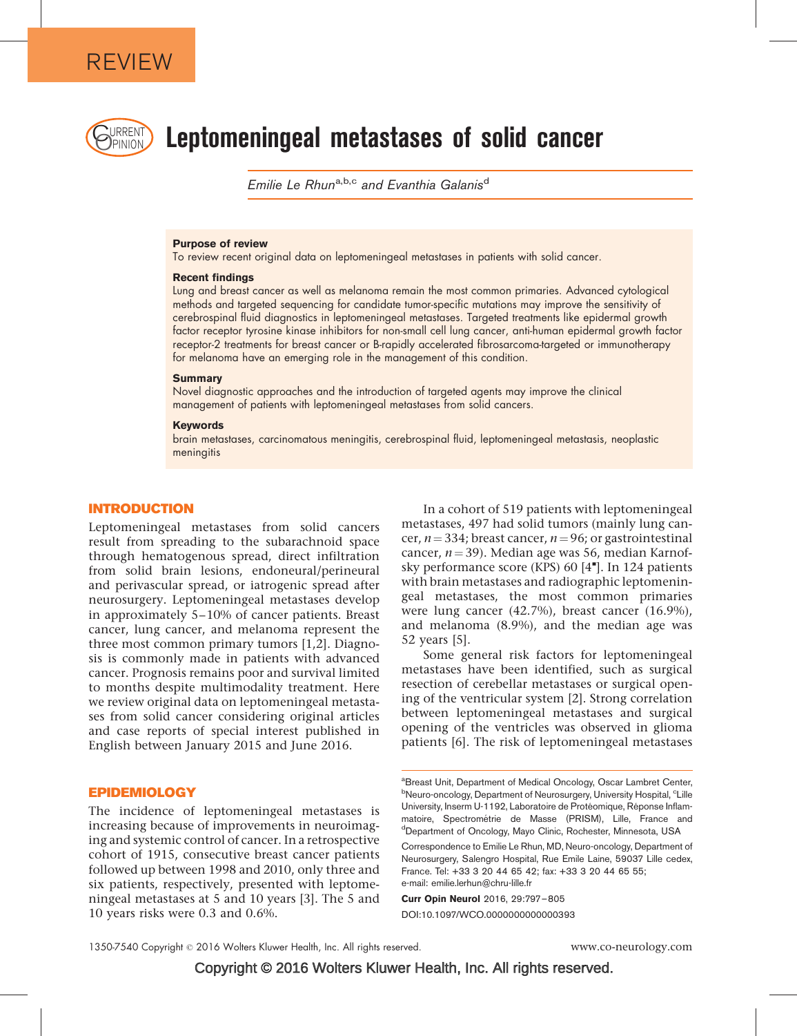REVIEW

# Leptomeningeal metastases of solid cancer

*Emilie Le Rhun*[a,b,c] *and Evanthia Galanis*[d]

**Purpose of review**

To review recent original data on leptomeningeal metastases in patients with solid cancer.

**Recent findings**

Lung and breast cancer as well as melanoma remain the most common primaries. Advanced cytological methods and targeted sequencing for candidate tumor-specific mutations may improve the sensitivity of cerebrospinal fluid diagnostics in leptomeningeal metastases. Targeted treatments like epidermal growth factor receptor tyrosine kinase inhibitors for non-small cell lung cancer, anti-human epidermal growth factor receptor-2 treatments for breast cancer or B-rapidly accelerated fibrosarcoma-targeted or immunotherapy for melanoma have an emerging role in the management of this condition.

**Summary**

Novel diagnostic approaches and the introduction of targeted agents may improve the clinical management of patients with leptomeningeal metastases from solid cancers.

**Keywords**

brain metastases, carcinomatous meningitis, cerebrospinal fluid, leptomeningeal metastasis, neoplastic meningitis

## INTRODUCTION

Leptomeningeal metastases from solid cancers result from spreading to the subarachnoid space through hematogenous spread, direct infiltration from solid brain lesions, endoneural/perineural and perivascular spread, or iatrogenic spread after neurosurgery. Leptomeningeal metastases develop in approximately 5–10% of cancer patients. Breast cancer, lung cancer, and melanoma represent the three most common primary tumors [1,2]. Diagnosis is commonly made in patients with advanced cancer. Prognosis remains poor and survival limited to months despite multimodality treatment. Here we review original data on leptomeningeal metastases from solid cancer considering original articles and case reports of special interest published in English between January 2015 and June 2016.

## EPIDEMIOLOGY

The incidence of leptomeningeal metastases is increasing because of improvements in neuroimaging and systemic control of cancer. In a retrospective cohort of 1915, consecutive breast cancer patients followed up between 1998 and 2010, only three and six patients, respectively, presented with leptomeningeal metastases at 5 and 10 years [3]. The 5 and 10 years risks were 0.3 and 0.6%.

In a cohort of 519 patients with leptomeningeal metastases, 497 had solid tumors (mainly lung cancer, $n = 334$; breast cancer, $n = 96$; or gastrointestinal cancer, $n = 39$). Median age was 56, median Karnofsky performance score (KPS) 60 [4▪]. In 124 patients with brain metastases and radiographic leptomeningeal metastases, the most common primaries were lung cancer (42.7%), breast cancer (16.9%), and melanoma (8.9%), and the median age was 52 years [5].

Some general risk factors for leptomeningeal metastases have been identified, such as surgical resection of cerebellar metastases or surgical opening of the ventricular system [2]. Strong correlation between leptomeningeal metastases and surgical opening of the ventricles was observed in glioma patients [6]. The risk of leptomeningeal metastases

[a]Breast Unit, Department of Medical Oncology, Oscar Lambret Center, [b]Neuro-oncology, Department of Neurosurgery, University Hospital, [c]Lille University, Inserm U-1192, Laboratoire de Protéomique, Réponse Inflammatoire, Spectrométrie de Masse (PRISM), Lille, France and [d]Department of Oncology, Mayo Clinic, Rochester, Minnesota, USA

Correspondence to Emilie Le Rhun, MD, Neuro-oncology, Department of Neurosurgery, Salengro Hospital, Rue Emile Laine, 59037 Lille cedex, France. Tel: +33 3 20 44 65 42; fax: +33 3 20 44 65 55; e-mail: emilie.lerhun@chru-lille.fr

**Curr Opin Neurol** 2016, 29:797–805

DOI:10.1097/WCO.0000000000000393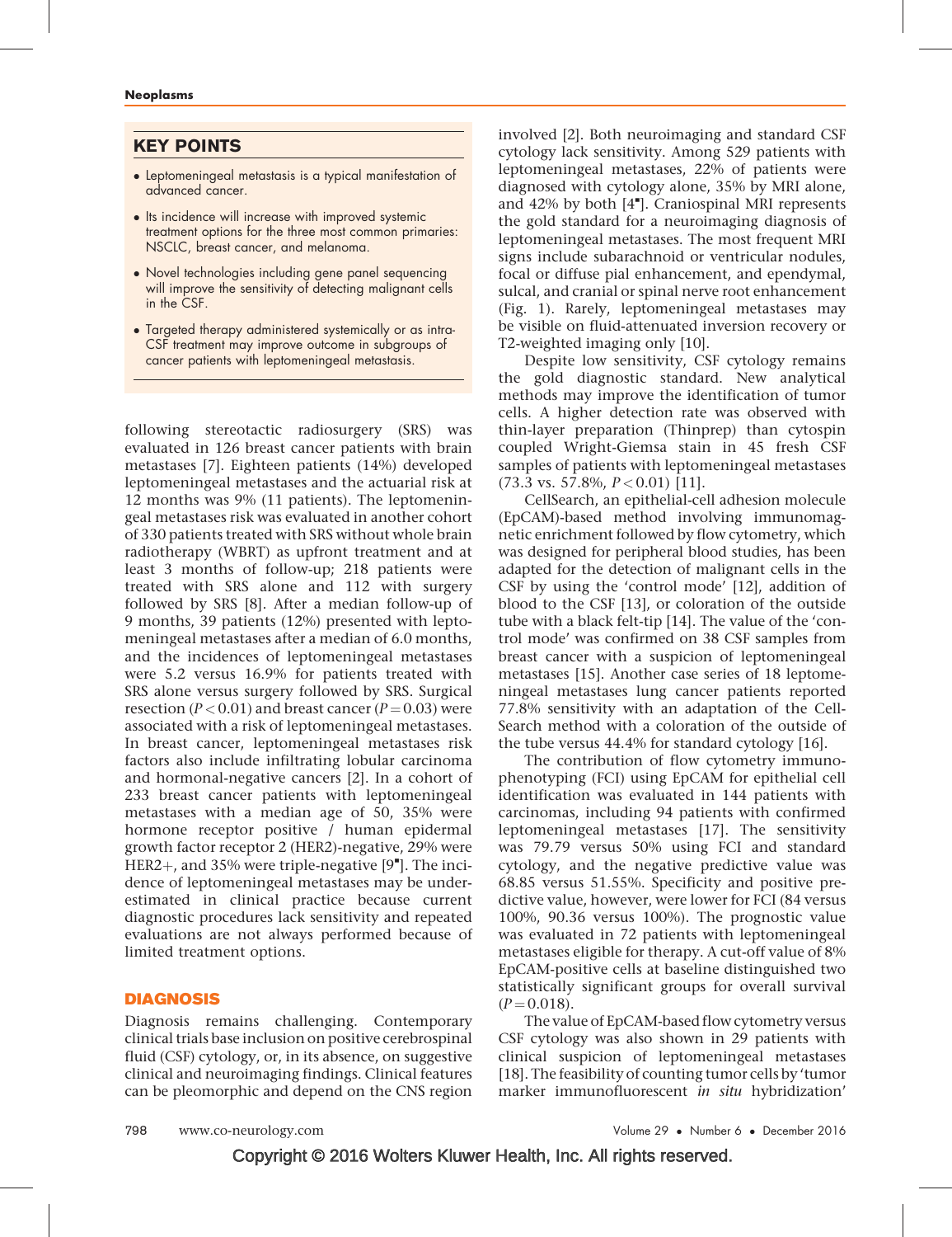## KEY POINTS

- Leptomeningeal metastasis is a typical manifestation of advanced cancer.
- Its incidence will increase with improved systemic treatment options for the three most common primaries: NSCLC, breast cancer, and melanoma.
- Novel technologies including gene panel sequencing will improve the sensitivity of detecting malignant cells in the CSF.
- Targeted therapy administered systemically or as intra-CSF treatment may improve outcome in subgroups of cancer patients with leptomeningeal metastasis.

following stereotactic radiosurgery (SRS) was evaluated in 126 breast cancer patients with brain metastases [7]. Eighteen patients (14%) developed leptomeningeal metastases and the actuarial risk at 12 months was 9% (11 patients). The leptomeningeal metastases risk was evaluated in another cohort of 330 patients treated with SRS without whole brain radiotherapy (WBRT) as upfront treatment and at least 3 months of follow-up; 218 patients were treated with SRS alone and 112 with surgery followed by SRS [8]. After a median follow-up of 9 months, 39 patients (12%) presented with leptomeningeal metastases after a median of 6.0 months, and the incidences of leptomeningeal metastases were 5.2 versus 16.9% for patients treated with SRS alone versus surgery followed by SRS. Surgical resection ($P < 0.01$) and breast cancer ($P = 0.03$) were associated with a risk of leptomeningeal metastases. In breast cancer, leptomeningeal metastases risk factors also include infiltrating lobular carcinoma and hormonal-negative cancers [2]. In a cohort of 233 breast cancer patients with leptomeningeal metastases with a median age of 50, 35% were hormone receptor positive / human epidermal growth factor receptor 2 (HER2)-negative, 29% were HER2+, and 35% were triple-negative [9▪]. The incidence of leptomeningeal metastases may be underestimated in clinical practice because current diagnostic procedures lack sensitivity and repeated evaluations are not always performed because of limited treatment options.

## DIAGNOSIS

Diagnosis remains challenging. Contemporary clinical trials base inclusion on positive cerebrospinal fluid (CSF) cytology, or, in its absence, on suggestive clinical and neuroimaging findings. Clinical features can be pleomorphic and depend on the CNS region involved [2]. Both neuroimaging and standard CSF cytology lack sensitivity. Among 529 patients with leptomeningeal metastases, 22% of patients were diagnosed with cytology alone, 35% by MRI alone, and 42% by both [4▪]. Craniospinal MRI represents the gold standard for a neuroimaging diagnosis of leptomeningeal metastases. The most frequent MRI signs include subarachnoid or ventricular nodules, focal or diffuse pial enhancement, and ependymal, sulcal, and cranial or spinal nerve root enhancement (Fig. 1). Rarely, leptomeningeal metastases may be visible on fluid-attenuated inversion recovery or T2-weighted imaging only [10].

Despite low sensitivity, CSF cytology remains the gold diagnostic standard. New analytical methods may improve the identification of tumor cells. A higher detection rate was observed with thin-layer preparation (Thinprep) than cytospin coupled Wright-Giemsa stain in 45 fresh CSF samples of patients with leptomeningeal metastases (73.3 vs. 57.8%, $P < 0.01$) [11].

CellSearch, an epithelial-cell adhesion molecule (EpCAM)-based method involving immunomagnetic enrichment followed by flow cytometry, which was designed for peripheral blood studies, has been adapted for the detection of malignant cells in the CSF by using the 'control mode' [12], addition of blood to the CSF [13], or coloration of the outside tube with a black felt-tip [14]. The value of the 'control mode' was confirmed on 38 CSF samples from breast cancer with a suspicion of leptomeningeal metastases [15]. Another case series of 18 leptomeningeal metastases lung cancer patients reported 77.8% sensitivity with an adaptation of the CellSearch method with a coloration of the outside of the tube versus 44.4% for standard cytology [16].

The contribution of flow cytometry immunophenotyping (FCI) using EpCAM for epithelial cell identification was evaluated in 144 patients with carcinomas, including 94 patients with confirmed leptomeningeal metastases [17]. The sensitivity was 79.79 versus 50% using FCI and standard cytology, and the negative predictive value was 68.85 versus 51.55%. Specificity and positive predictive value, however, were lower for FCI (84 versus 100%, 90.36 versus 100%). The prognostic value was evaluated in 72 patients with leptomeningeal metastases eligible for therapy. A cut-off value of 8% EpCAM-positive cells at baseline distinguished two statistically significant groups for overall survival ($P = 0.018$).

The value of EpCAM-based flow cytometry versus CSF cytology was also shown in 29 patients with clinical suspicion of leptomeningeal metastases [18]. The feasibility of counting tumor cells by 'tumor marker immunofluorescent *in situ* hybridization'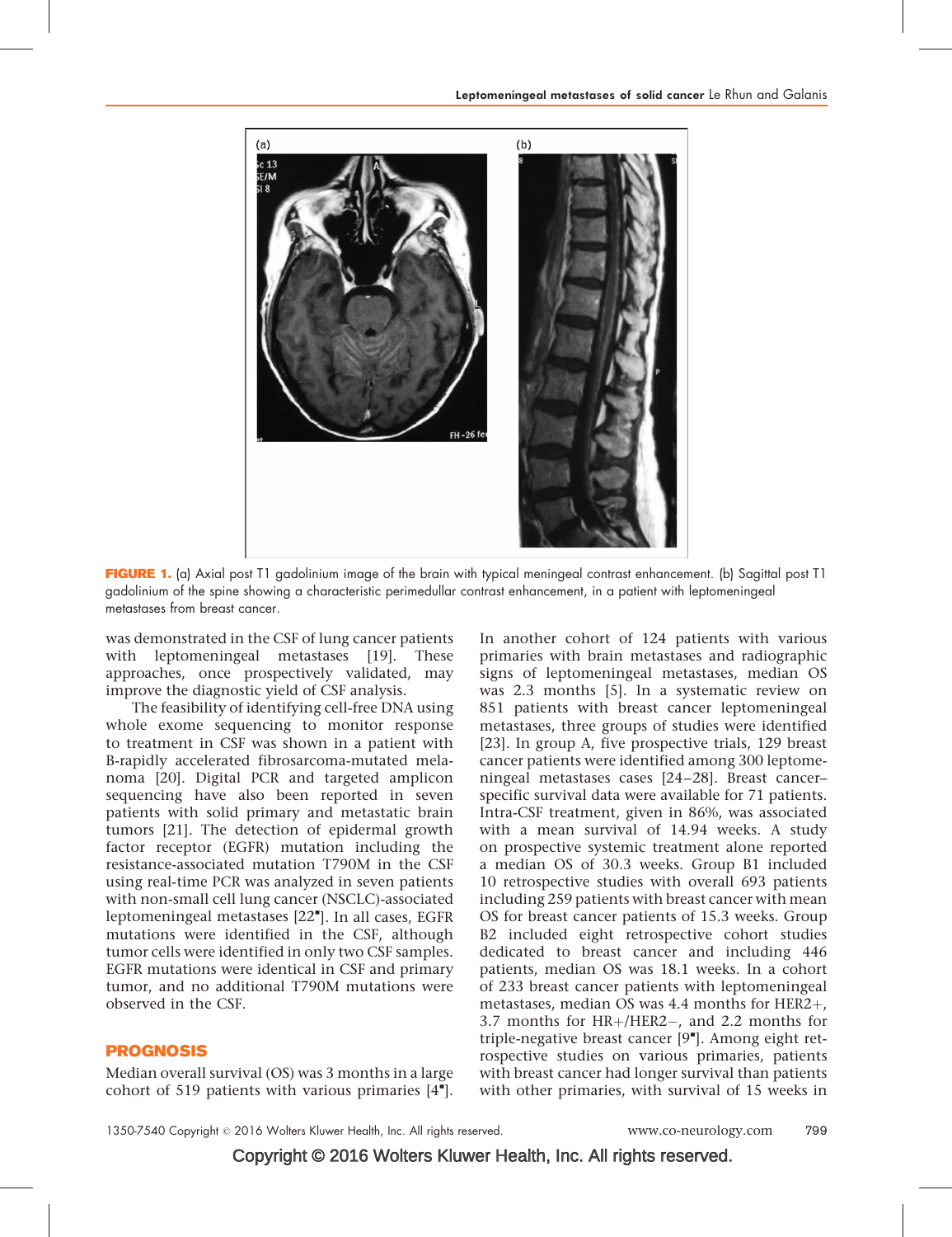FIGURE 1. (a) Axial post T1 gadolinium image of the brain with typical meningeal contrast enhancement. (b) Sagittal post T1 gadolinium of the spine showing a characteristic perimedullar contrast enhancement, in a patient with leptomeningeal metastases from breast cancer.

was demonstrated in the CSF of lung cancer patients with leptomeningeal metastases [19]. These approaches, once prospectively validated, may improve the diagnostic yield of CSF analysis.

The feasibility of identifying cell-free DNA using whole exome sequencing to monitor response to treatment in CSF was shown in a patient with B-rapidly accelerated fibrosarcoma-mutated melanoma [20]. Digital PCR and targeted amplicon sequencing have also been reported in seven patients with solid primary and metastatic brain tumors [21]. The detection of epidermal growth factor receptor (EGFR) mutation including the resistance-associated mutation T790M in the CSF using real-time PCR was analyzed in seven patients with non-small cell lung cancer (NSCLC)-associated leptomeningeal metastases [22▪]. In all cases, EGFR mutations were identified in the CSF, although tumor cells were identified in only two CSF samples. EGFR mutations were identical in CSF and primary tumor, and no additional T790M mutations were observed in the CSF.

## PROGNOSIS

Median overall survival (OS) was 3 months in a large cohort of 519 patients with various primaries [4▪]. In another cohort of 124 patients with various primaries with brain metastases and radiographic signs of leptomeningeal metastases, median OS was 2.3 months [5]. In a systematic review on 851 patients with breast cancer leptomeningeal metastases, three groups of studies were identified [23]. In group A, five prospective trials, 129 breast cancer patients were identified among 300 leptomeningeal metastases cases [24–28]. Breast cancer–specific survival data were available for 71 patients. Intra-CSF treatment, given in 86%, was associated with a mean survival of 14.94 weeks. A study on prospective systemic treatment alone reported a median OS of 30.3 weeks. Group B1 included 10 retrospective studies with overall 693 patients including 259 patients with breast cancer with mean OS for breast cancer patients of 15.3 weeks. Group B2 included eight retrospective cohort studies dedicated to breast cancer and including 446 patients, median OS was 18.1 weeks. In a cohort of 233 breast cancer patients with leptomeningeal metastases, median OS was 4.4 months for HER2+, 3.7 months for HR+/HER2−, and 2.2 months for triple-negative breast cancer [9▪]. Among eight retrospective studies on various primaries, patients with breast cancer had longer survival than patients with other primaries, with survival of 15 weeks in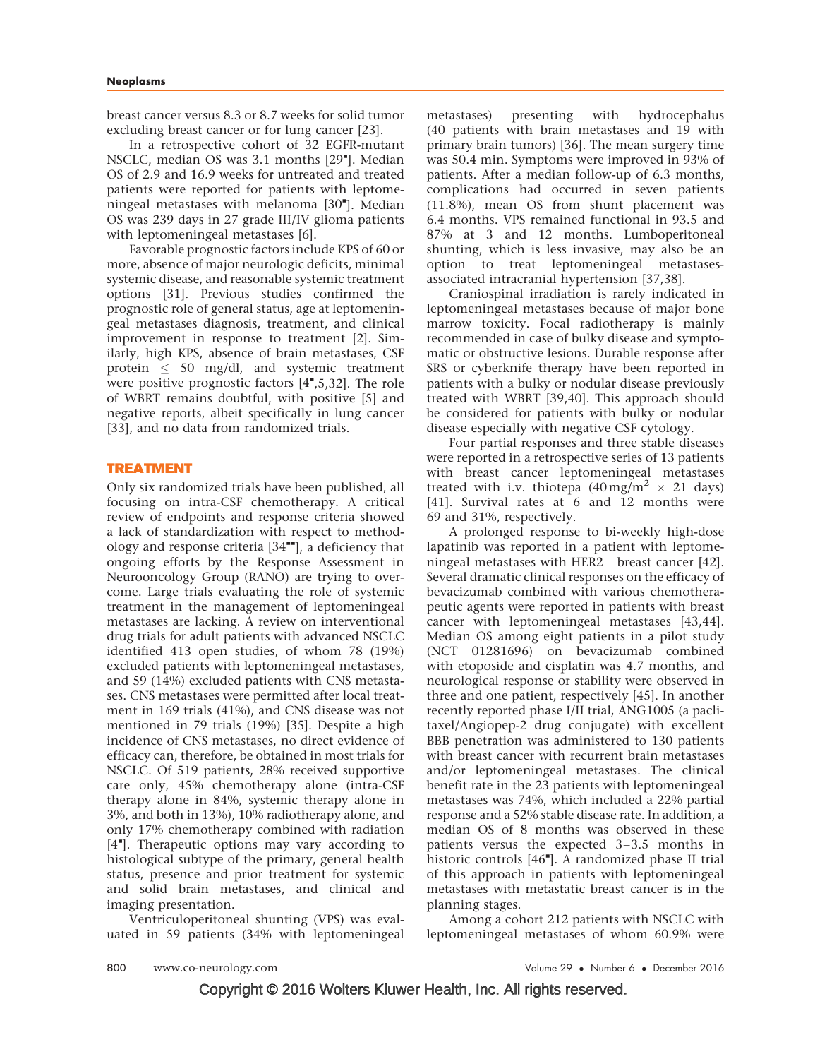breast cancer versus 8.3 or 8.7 weeks for solid tumor excluding breast cancer or for lung cancer [23].

In a retrospective cohort of 32 EGFR-mutant NSCLC, median OS was 3.1 months [29]. Median OS of 2.9 and 16.9 weeks for untreated and treated patients were reported for patients with leptomeningeal metastases with melanoma [30]. Median OS was 239 days in 27 grade III/IV glioma patients with leptomeningeal metastases [6].

Favorable prognostic factors include KPS of 60 or more, absence of major neurologic deficits, minimal systemic disease, and reasonable systemic treatment options [31]. Previous studies confirmed the prognostic role of general status, age at leptomeningeal metastases diagnosis, treatment, and clinical improvement in response to treatment [2]. Similarly, high KPS, absence of brain metastases, CSF protein $\leq$ 50 mg/dl, and systemic treatment were positive prognostic factors [4,5,32]. The role of WBRT remains doubtful, with positive [5] and negative reports, albeit specifically in lung cancer [33], and no data from randomized trials.

## TREATMENT

Only six randomized trials have been published, all focusing on intra-CSF chemotherapy. A critical review of endpoints and response criteria showed a lack of standardization with respect to methodology and response criteria [34], a deficiency that ongoing efforts by the Response Assessment in Neurooncology Group (RANO) are trying to overcome. Large trials evaluating the role of systemic treatment in the management of leptomeningeal metastases are lacking. A review on interventional drug trials for adult patients with advanced NSCLC identified 413 open studies, of whom 78 (19%) excluded patients with leptomeningeal metastases, and 59 (14%) excluded patients with CNS metastases. CNS metastases were permitted after local treatment in 169 trials (41%), and CNS disease was not mentioned in 79 trials (19%) [35]. Despite a high incidence of CNS metastases, no direct evidence of efficacy can, therefore, be obtained in most trials for NSCLC. Of 519 patients, 28% received supportive care only, 45% chemotherapy alone (intra-CSF therapy alone in 84%, systemic therapy alone in 3%, and both in 13%), 10% radiotherapy alone, and only 17% chemotherapy combined with radiation [4]. Therapeutic options may vary according to histological subtype of the primary, general health status, presence and prior treatment for systemic and solid brain metastases, and clinical and imaging presentation.

Ventriculoperitoneal shunting (VPS) was evaluated in 59 patients (34% with leptomeningeal metastases) presenting with hydrocephalus (40 patients with brain metastases and 19 with primary brain tumors) [36]. The mean surgery time was 50.4 min. Symptoms were improved in 93% of patients. After a median follow-up of 6.3 months, complications had occurred in seven patients (11.8%), mean OS from shunt placement was 6.4 months. VPS remained functional in 93.5 and 87% at 3 and 12 months. Lumboperitoneal shunting, which is less invasive, may also be an option to treat leptomeningeal metastases-associated intracranial hypertension [37,38].

Craniospinal irradiation is rarely indicated in leptomeningeal metastases because of major bone marrow toxicity. Focal radiotherapy is mainly recommended in case of bulky disease and symptomatic or obstructive lesions. Durable response after SRS or cyberknife therapy have been reported in patients with a bulky or nodular disease previously treated with WBRT [39,40]. This approach should be considered for patients with bulky or nodular disease especially with negative CSF cytology.

Four partial responses and three stable diseases were reported in a retrospective series of 13 patients with breast cancer leptomeningeal metastases treated with i.v. thiotepa ($40\,mg/m^2 \times 21$ days) [41]. Survival rates at 6 and 12 months were 69 and 31%, respectively.

A prolonged response to bi-weekly high-dose lapatinib was reported in a patient with leptomeningeal metastases with HER2+ breast cancer [42]. Several dramatic clinical responses on the efficacy of bevacizumab combined with various chemotherapeutic agents were reported in patients with breast cancer with leptomeningeal metastases [43,44]. Median OS among eight patients in a pilot study (NCT 01281696) on bevacizumab combined with etoposide and cisplatin was 4.7 months, and neurological response or stability were observed in three and one patient, respectively [45]. In another recently reported phase I/II trial, ANG1005 (a paclitaxel/Angiopep-2 drug conjugate) with excellent BBB penetration was administered to 130 patients with breast cancer with recurrent brain metastases and/or leptomeningeal metastases. The clinical benefit rate in the 23 patients with leptomeningeal metastases was 74%, which included a 22% partial response and a 52% stable disease rate. In addition, a median OS of 8 months was observed in these patients versus the expected 3–3.5 months in historic controls [46]. A randomized phase II trial of this approach in patients with leptomeningeal metastases with metastatic breast cancer is in the planning stages.

Among a cohort 212 patients with NSCLC with leptomeningeal metastases of whom 60.9% were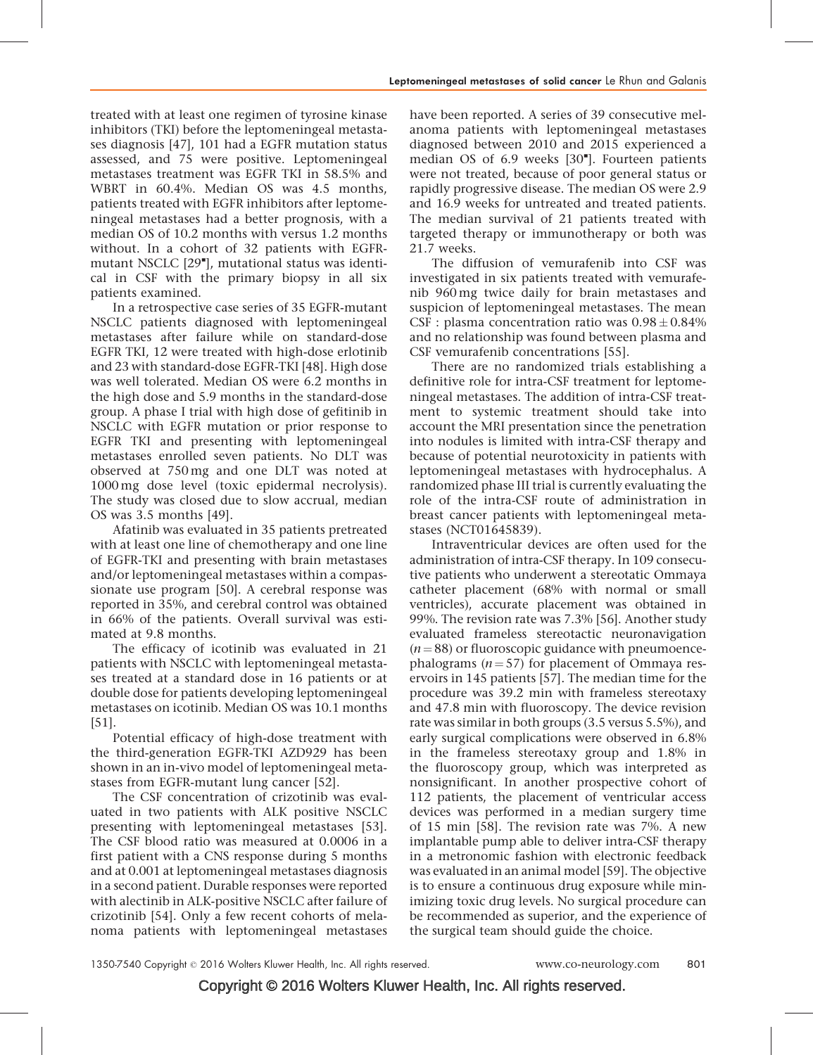treated with at least one regimen of tyrosine kinase inhibitors (TKI) before the leptomeningeal metastases diagnosis [47], 101 had a EGFR mutation status assessed, and 75 were positive. Leptomeningeal metastases treatment was EGFR TKI in 58.5% and WBRT in 60.4%. Median OS was 4.5 months, patients treated with EGFR inhibitors after leptomeningeal metastases had a better prognosis, with a median OS of 10.2 months with versus 1.2 months without. In a cohort of 32 patients with EGFR-mutant NSCLC [29▪], mutational status was identical in CSF with the primary biopsy in all six patients examined.

In a retrospective case series of 35 EGFR-mutant NSCLC patients diagnosed with leptomeningeal metastases after failure while on standard-dose EGFR TKI, 12 were treated with high-dose erlotinib and 23 with standard-dose EGFR-TKI [48]. High dose was well tolerated. Median OS were 6.2 months in the high dose and 5.9 months in the standard-dose group. A phase I trial with high dose of gefitinib in NSCLC with EGFR mutation or prior response to EGFR TKI and presenting with leptomeningeal metastases enrolled seven patients. No DLT was observed at 750 mg and one DLT was noted at 1000 mg dose level (toxic epidermal necrolysis). The study was closed due to slow accrual, median OS was 3.5 months [49].

Afatinib was evaluated in 35 patients pretreated with at least one line of chemotherapy and one line of EGFR-TKI and presenting with brain metastases and/or leptomeningeal metastases within a compassionate use program [50]. A cerebral response was reported in 35%, and cerebral control was obtained in 66% of the patients. Overall survival was estimated at 9.8 months.

The efficacy of icotinib was evaluated in 21 patients with NSCLC with leptomeningeal metastases treated at a standard dose in 16 patients or at double dose for patients developing leptomeningeal metastases on icotinib. Median OS was 10.1 months [51].

Potential efficacy of high-dose treatment with the third-generation EGFR-TKI AZD929 has been shown in an in-vivo model of leptomeningeal metastases from EGFR-mutant lung cancer [52].

The CSF concentration of crizotinib was evaluated in two patients with ALK positive NSCLC presenting with leptomeningeal metastases [53]. The CSF blood ratio was measured at 0.0006 in a first patient with a CNS response during 5 months and at 0.001 at leptomeningeal metastases diagnosis in a second patient. Durable responses were reported with alectinib in ALK-positive NSCLC after failure of crizotinib [54]. Only a few recent cohorts of melanoma patients with leptomeningeal metastases have been reported. A series of 39 consecutive melanoma patients with leptomeningeal metastases diagnosed between 2010 and 2015 experienced a median OS of 6.9 weeks [30▪]. Fourteen patients were not treated, because of poor general status or rapidly progressive disease. The median OS were 2.9 and 16.9 weeks for untreated and treated patients. The median survival of 21 patients treated with targeted therapy or immunotherapy or both was 21.7 weeks.

The diffusion of vemurafenib into CSF was investigated in six patients treated with vemurafenib 960 mg twice daily for brain metastases and suspicion of leptomeningeal metastases. The mean CSF : plasma concentration ratio was $0.98 \pm 0.84\%$ and no relationship was found between plasma and CSF vemurafenib concentrations [55].

There are no randomized trials establishing a definitive role for intra-CSF treatment for leptomeningeal metastases. The addition of intra-CSF treatment to systemic treatment should take into account the MRI presentation since the penetration into nodules is limited with intra-CSF therapy and because of potential neurotoxicity in patients with leptomeningeal metastases with hydrocephalus. A randomized phase III trial is currently evaluating the role of the intra-CSF route of administration in breast cancer patients with leptomeningeal metastases (NCT01645839).

Intraventricular devices are often used for the administration of intra-CSF therapy. In 109 consecutive patients who underwent a stereotatic Ommaya catheter placement (68% with normal or small ventricles), accurate placement was obtained in 99%. The revision rate was 7.3% [56]. Another study evaluated frameless stereotactic neuronavigation ($n = 88$) or fluoroscopic guidance with pneumoencephalograms ($n = 57$) for placement of Ommaya reservoirs in 145 patients [57]. The median time for the procedure was 39.2 min with frameless stereotaxy and 47.8 min with fluoroscopy. The device revision rate was similar in both groups (3.5 versus 5.5%), and early surgical complications were observed in 6.8% in the frameless stereotaxy group and 1.8% in the fluoroscopy group, which was interpreted as nonsignificant. In another prospective cohort of 112 patients, the placement of ventricular access devices was performed in a median surgery time of 15 min [58]. The revision rate was 7%. A new implantable pump able to deliver intra-CSF therapy in a metronomic fashion with electronic feedback was evaluated in an animal model [59]. The objective is to ensure a continuous drug exposure while minimizing toxic drug levels. No surgical procedure can be recommended as superior, and the experience of the surgical team should guide the choice.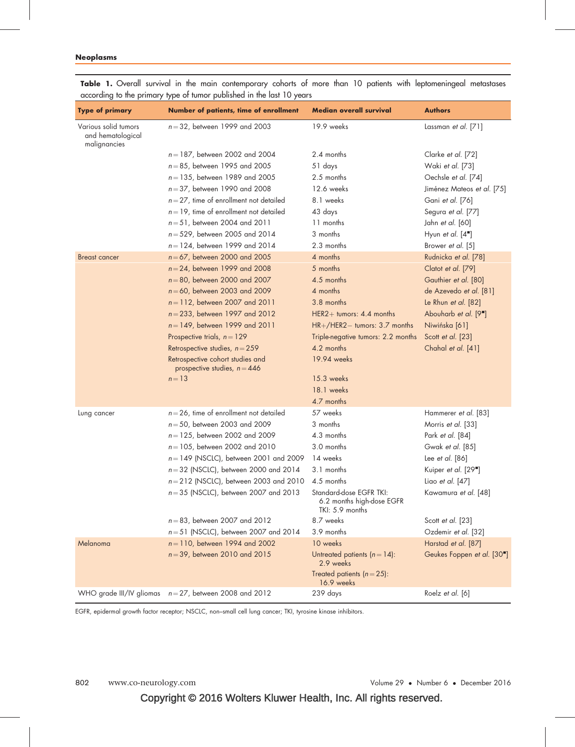**Table 1.** Overall survival in the main contemporary cohorts of more than 10 patients with leptomeningeal metastases according to the primary type of tumor published in the last 10 years

| Type of primary | Number of patients, time of enrollment | Median overall survival | Authors |
|---|---|---|---|
| Various solid tumors and hematological malignancies | n = 32, between 1999 and 2003 | 19.9 weeks | Lassman *et al.* [71] |
| | n = 187, between 2002 and 2004 | 2.4 months | Clarke *et al.* [72] |
| | n = 85, between 1995 and 2005 | 51 days | Waki *et al.* [73] |
| | n = 135, between 1989 and 2005 | 2.5 months | Oechsle *et al.* [74] |
| | n = 37, between 1990 and 2008 | 12.6 weeks | Jiménez Mateos *et al.* [75] |
| | n = 27, time of enrollment not detailed | 8.1 weeks | Gani *et al.* [76] |
| | n = 19, time of enrollment not detailed | 43 days | Segura *et al.* [77] |
| | n = 51, between 2004 and 2011 | 11 months | Jahn *et al.* [60] |
| | n = 529, between 2005 and 2014 | 3 months | Hyun *et al.* [4■] |
| | n = 124, between 1999 and 2014 | 2.3 months | Brower *et al.* [5] |
| Breast cancer | n = 67, between 2000 and 2005 | 4 months | Rudnicka *et al.* [78] |
| | n = 24, between 1999 and 2008 | 5 months | Clatot *et al.* [79] |
| | n = 80, between 2000 and 2007 | 4.5 months | Gauthier *et al.* [80] |
| | n = 60, between 2003 and 2009 | 4 months | de Azevedo *et al.* [81] |
| | n = 112, between 2007 and 2011 | 3.8 months | Le Rhun *et al.* [82] |
| | n = 233, between 1997 and 2012 | HER2+ tumors: 4.4 months | Abouharb *et al.* [9■] |
| | n = 149, between 1999 and 2011 | HR+/HER2− tumors: 3.7 months | Niwińska [61] |
| | Prospective trials, n = 129 | Triple-negative tumors: 2.2 months | Scott *et al.* [23] |
| | Retrospective studies, n = 259 | 4.2 months | Chahal *et al.* [41] |
| | Retrospective cohort studies and prospective studies, n = 446 | 19.94 weeks | |
| | n = 13 | 15.3 weeks | |
| | | 18.1 weeks | |
| | | 4.7 months | |
| Lung cancer | n = 26, time of enrollment not detailed | 57 weeks | Hammerer *et al.* [83] |
| | n = 50, between 2003 and 2009 | 3 months | Morris *et al.* [33] |
| | n = 125, between 2002 and 2009 | 4.3 months | Park *et al.* [84] |
| | n = 105, between 2002 and 2010 | 3.0 months | Gwak *et al.* [85] |
| | n = 149 (NSCLC), between 2001 and 2009 | 14 weeks | Lee *et al.* [86] |
| | n = 32 (NSCLC), between 2000 and 2014 | 3.1 months | Kuiper *et al.* [29■] |
| | n = 212 (NSCLC), between 2003 and 2010 | 4.5 months | Liao *et al.* [47] |
| | n = 35 (NSCLC), between 2007 and 2013 | Standard-dose EGFR TKI: 6.2 months high-dose EGFR TKI: 5.9 months | Kawamura *et al.* [48] |
| | n = 83, between 2007 and 2012 | 8.7 weeks | Scott *et al.* [23] |
| | n = 51 (NSCLC), between 2007 and 2014 | 3.9 months | Ozdemir *et al.* [32] |
| Melanoma | n = 110, between 1994 and 2002 | 10 weeks | Harstad *et al.* [87] |
| | n = 39, between 2010 and 2015 | Untreated patients (n = 14): 2.9 weeks | Geukes Foppen *et al.* [30■] |
| | | Treated patients (n = 25): 16.9 weeks | |
| WHO grade III/IV gliomas | n = 27, between 2008 and 2012 | 239 days | Roelz *et al.* [6] |

EGFR, epidermal growth factor receptor; NSCLC, non–small cell lung cancer; TKI, tyrosine kinase inhibitors.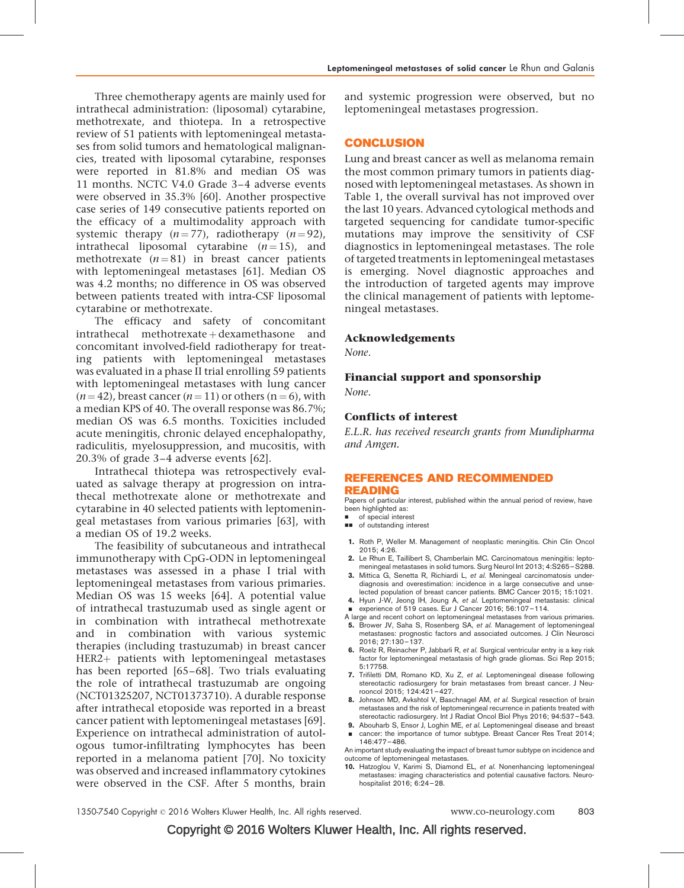Three chemotherapy agents are mainly used for intrathecal administration: (liposomal) cytarabine, methotrexate, and thiotepa. In a retrospective review of 51 patients with leptomeningeal metastases from solid tumors and hematological malignancies, treated with liposomal cytarabine, responses were reported in 81.8% and median OS was 11 months. NCTC V4.0 Grade 3–4 adverse events were observed in 35.3% [60]. Another prospective case series of 149 consecutive patients reported on the efficacy of a multimodality approach with systemic therapy ($n=77$), radiotherapy ($n=92$), intrathecal liposomal cytarabine ($n=15$), and methotrexate ($n=81$) in breast cancer patients with leptomeningeal metastases [61]. Median OS was 4.2 months; no difference in OS was observed between patients treated with intra-CSF liposomal cytarabine or methotrexate.

The efficacy and safety of concomitant intrathecal methotrexate + dexamethasone and concomitant involved-field radiotherapy for treating patients with leptomeningeal metastases was evaluated in a phase II trial enrolling 59 patients with leptomeningeal metastases with lung cancer ($n=42$), breast cancer ($n=11$) or others ($n=6$), with a median KPS of 40. The overall response was 86.7%; median OS was 6.5 months. Toxicities included acute meningitis, chronic delayed encephalopathy, radiculitis, myelosuppression, and mucositis, with 20.3% of grade 3–4 adverse events [62].

Intrathecal thiotepa was retrospectively evaluated as salvage therapy at progression on intrathecal methotrexate alone or methotrexate and cytarabine in 40 selected patients with leptomeningeal metastases from various primaries [63], with a median OS of 19.2 weeks.

The feasibility of subcutaneous and intrathecal immunotherapy with CpG-ODN in leptomeningeal metastases was assessed in a phase I trial with leptomeningeal metastases from various primaries. Median OS was 15 weeks [64]. A potential value of intrathecal trastuzumab used as single agent or in combination with intrathecal methotrexate and in combination with various systemic therapies (including trastuzumab) in breast cancer HER2+ patients with leptomeningeal metastases has been reported [65–68]. Two trials evaluating the role of intrathecal trastuzumab are ongoing (NCT01325207, NCT01373710). A durable response after intrathecal etoposide was reported in a breast cancer patient with leptomeningeal metastases [69]. Experience on intrathecal administration of autologous tumor-infiltrating lymphocytes has been reported in a melanoma patient [70]. No toxicity was observed and increased inflammatory cytokines were observed in the CSF. After 5 months, brain and systemic progression were observed, but no leptomeningeal metastases progression.

## CONCLUSION

Lung and breast cancer as well as melanoma remain the most common primary tumors in patients diagnosed with leptomeningeal metastases. As shown in Table 1, the overall survival has not improved over the last 10 years. Advanced cytological methods and targeted sequencing for candidate tumor-specific mutations may improve the sensitivity of CSF diagnostics in leptomeningeal metastases. The role of targeted treatments in leptomeningeal metastases is emerging. Novel diagnostic approaches and the introduction of targeted agents may improve the clinical management of patients with leptomeningeal metastases.

### Acknowledgements

*None.*

### Financial support and sponsorship

*None.*

### Conflicts of interest

*E.L.R. has received research grants from Mundipharma and Amgen.*

## REFERENCES AND RECOMMENDED READING

Papers of particular interest, published within the annual period of review, have been highlighted as:
- ▪ of special interest
- ▪▪ of outstanding interest

1. Roth P, Weller M. Management of neoplastic meningitis. Chin Clin Oncol 2015; 4:26.
2. Le Rhun E, Taillibert S, Chamberlain MC. Carcinomatous meningitis: leptomeningeal metastases in solid tumors. Surg Neurol Int 2013; 4:S265–S288.
3. Mittica G, Senetta R, Richiardi L, et al. Meningeal carcinomatosis underdiagnosis and overestimation: incidence in a large consecutive and unselected population of breast cancer patients. BMC Cancer 2015; 15:1021.
4. ▪ Hyun J-W, Jeong IH, Joung A, et al. Leptomeningeal metastasis: clinical experience of 519 cases. Eur J Cancer 2016; 56:107–114.
A large and recent cohort on leptomeningeal metastases from various primaries.
5. Brower JV, Saha S, Rosenberg SA, et al. Management of leptomeningeal metastases: prognostic factors and associated outcomes. J Clin Neurosci 2016; 27:130–137.
6. Roelz R, Reinacher P, Jabbarli R, et al. Surgical ventricular entry is a key risk factor for leptomeningeal metastasis of high grade gliomas. Sci Rep 2015; 5:17758.
7. Trifiletti DM, Romano KD, Xu Z, et al. Leptomeningeal disease following stereotactic radiosurgery for brain metastases from breast cancer. J Neurooncol 2015; 124:421–427.
8. Johnson MD, Avkshtol V, Baschnagel AM, et al. Surgical resection of brain metastases and the risk of leptomeningeal recurrence in patients treated with stereotactic radiosurgery. Int J Radiat Oncol Biol Phys 2016; 94:537–543.
9. ▪ Abouharb S, Ensor J, Loghin ME, et al. Leptomeningeal disease and breast cancer: the importance of tumor subtype. Breast Cancer Res Treat 2014; 146:477–486.
An important study evaluating the impact of breast tumor subtype on incidence and outcome of leptomeningeal metastases.
10. Hatzoglou V, Karimi S, Diamond EL, et al. Nonenhancing leptomeningeal metastases: imaging characteristics and potential causative factors. Neurohospitalist 2016; 6:24–28.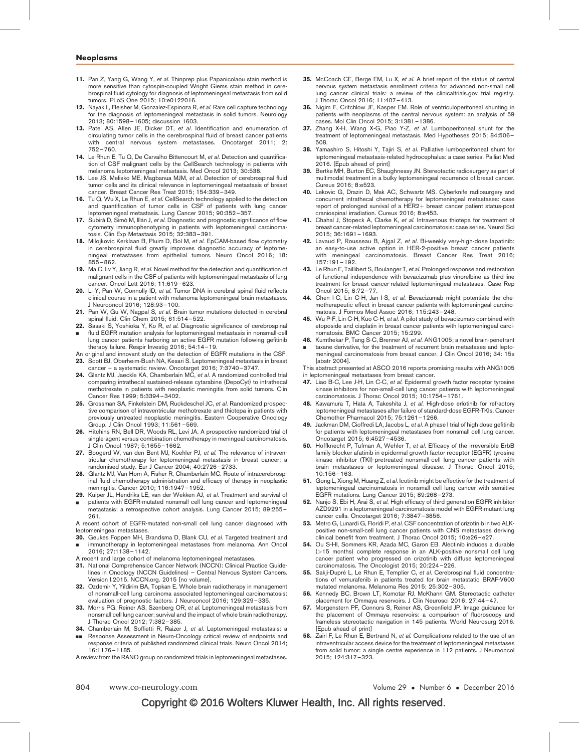11. Pan Z, Yang G, Wang Y, *et al.* Thinprep plus Papanicolaou stain method is more sensitive than cytospin-coupled Wright Giems stain method in cerebrospinal fluid cytology for diagnosis of leptomeningeal metastasis from solid tumors. PLoS One 2015; 10:e0122016.
12. Nayak L, Fleisher M, Gonzalez-Espinoza R, *et al.* Rare cell capture technology for the diagnosis of leptomeningeal metastasis in solid tumors. Neurology 2013; 80:1598–1605; discussion 1603.
13. Patel AS, Allen JE, Dicker DT, *et al.* Identification and enumeration of circulating tumor cells in the cerebrospinal fluid of breast cancer patients with central nervous system metastases. Oncotarget 2011; 2: 752–760.
14. Le Rhun E, Tu Q, De Carvalho Bittencourt M, *et al.* Detection and quantification of CSF malignant cells by the CellSearch technology in patients with melanoma leptomeningeal metastasis. Med Oncol 2013; 30:538.
15. Lee JS, Melisko ME, Magbanua MJM, *et al.* Detection of cerebrospinal fluid tumor cells and its clinical relevance in leptomeningeal metastasis of breast cancer. Breast Cancer Res Treat 2015; 154:339–349.
16. Tu Q, Wu X, Le Rhun E, *et al.* CellSearch technology applied to the detection and quantification of tumor cells in CSF of patients with lung cancer leptomeningeal metastasis. Lung Cancer 2015; 90:352–357.
17. Subirá D, Simó M, Illán J, *et al.* Diagnostic and prognostic significance of flow cytometry immunophenotyping in patients with leptomeningeal carcinomatosis. Clin Exp Metastasis 2015; 32:383–391.
18. Milojkovic Kerklaan B, Pluim D, Bol M, *et al.* EpCAM-based flow cytometry in cerebrospinal fluid greatly improves diagnostic accuracy of leptomeningeal metastases from epithelial tumors. Neuro Oncol 2016; 18: 855–862.
19. Ma C, Lv Y, Jiang R, *et al.* Novel method for the detection and quantification of malignant cells in the CSF of patients with leptomeningeal metastasis of lung cancer. Oncol Lett 2016; 11:619–623.
20. Li Y, Pan W, Connolly ID, *et al.* Tumor DNA in cerebral spinal fluid reflects clinical course in a patient with melanoma leptomeningeal brain metastases. J Neurooncol 2016; 128:93–100.
21. Pan W, Gu W, Nagpal S, *et al.* Brain tumor mutations detected in cerebral spinal fluid. Clin Chem 2015; 61:514–522.
22. ▪ Sasaki S, Yoshioka Y, Ko R, *et al.* Diagnostic significance of cerebrospinal fluid EGFR mutation analysis for leptomeningeal metastasis in nonsmall-cell lung cancer patients harboring an active EGFR mutation following gefitinib therapy failure. Respir Investig 2016; 54:14–19.

An original and innovant study on the detection of EGFR mutations in the CSF.

23. Scott BJ, Oberheim-Bush NA, Kesari S. Leptomeningeal metastasis in breast cancer – a systematic review. Oncotarget 2016; 7:3740–3747.
24. Glantz MJ, Jaeckle KA, Chamberlain MC, *et al.* A randomized controlled trial comparing intrathecal sustained-release cytarabine (DepoCyt) to intrathecal methotrexate in patients with neoplastic meningitis from solid tumors. Clin Cancer Res 1999; 5:3394–3402.
25. Grossman SA, Finkelstein DM, Ruckdeschel JC, *et al.* Randomized prospective comparison of intraventricular methotrexate and thiotepa in patients with previously untreated neoplastic meningitis. Eastern Cooperative Oncology Group. J Clin Oncol 1993; 11:561–569.
26. Hitchins RN, Bell DR, Woods RL, Levi JA. A prospective randomized trial of single-agent versus combination chemotherapy in meningeal carcinomatosis. J Clin Oncol 1987; 5:1655–1662.
27. Boogerd W, van den Bent MJ, Koehler PJ, *et al.* The relevance of intraventricular chemotherapy for leptomeningeal metastasis in breast cancer: a randomised study. Eur J Cancer 2004; 40:2726–2733.
28. Glantz MJ, Van Horn A, Fisher R, Chamberlain MC. Route of intracerebrospinal fluid chemotherapy administration and efficacy of therapy in neoplastic meningitis. Cancer 2010; 116:1947–1952.
29. ▪ Kuiper JL, Hendriks LE, van der Wekken AJ, *et al.* Treatment and survival of patients with EGFR-mutated nonsmall cell lung cancer and leptomeningeal metastasis: a retrospective cohort analysis. Lung Cancer 2015; 89:255–261.

A recent cohort of EGFR-mutated non-small cell lung cancer diagnosed with leptomeningeal metastases.

30. ▪ Geukes Foppen MH, Brandsma D, Blank CU, *et al.* Targeted treatment and immunotherapy in leptomeningeal metastases from melanoma. Ann Oncol 2016; 27:1138–1142.

A recent and large cohort of melanoma leptomeningeal metastases.

31. National Comprehensive Cancer Network (NCCN): Clinical Practice Guidelines in Oncology (NCCN Guidelines) – Central Nervous System Cancers. Version I.2015. NCCN.org. 2015 [no volume].
32. Ozdemir Y, Yildirim BA, Topkan E. Whole brain radiotherapy in management of nonsmall-cell lung carcinoma associated leptomeningeal carcinomatosis: evaluation of prognostic factors. J Neurooncol 2016; 129:329–335.
33. Morris PG, Reiner AS, Szenberg OR, *et al.* Leptomeningeal metastasis from nonsmall cell lung cancer: survival and the impact of whole brain radiotherapy. J Thorac Oncol 2012; 7:382–385.
34. ▪▪ Chamberlain M, Soffietti R, Raizer J, *et al.* Leptomeningeal metastasis: a Response Assessment in Neuro-Oncology critical review of endpoints and response criteria of published randomized clinical trials. Neuro Oncol 2014; 16:1176–1185.

A review from the RANO group on randomized trials in leptomeningeal metastases.

35. McCoach CE, Berge EM, Lu X, *et al.* A brief report of the status of central nervous system metastasis enrollment criteria for advanced non-small cell lung cancer clinical trials: a review of the clinicaltrials.gov trial registry. J Thorac Oncol 2016; 11:407–413.
36. Nigim F, Critchlow JF, Kasper EM. Role of ventriculoperitoneal shunting in patients with neoplasms of the central nervous system: an analysis of 59 cases. Mol Clin Oncol 2015; 3:1381–1386.
37. Zhang X-H, Wang X-G, Piao Y-Z, *et al.* Lumboperitoneal shunt for the treatment of leptomeningeal metastasis. Med Hypotheses 2015; 84:506–508.
38. Yamashiro S, Hitoshi Y, Tajiri S, *et al.* Palliative lumboperitoneal shunt for leptomeningeal metastasis-related hydrocephalus: a case series. Palliat Med 2016. [Epub ahead of print]
39. Bertke MH, Burton EC, Shaughnessy JN. Stereotactic radiosurgery as part of multimodal treatment in a bulky leptomeningeal recurrence of breast cancer. Cureus 2016; 8:e523.
40. Lekovic G, Drazin D, Mak AC, Schwartz MS. Cyberknife radiosurgery and concurrent intrathecal chemotherapy for leptomeningeal metastases: case report of prolonged survival of a HER2+ breast cancer patient status-post craniospinal irradiation. Cureus 2016; 8:e453.
41. Chahal J, Stopeck A, Clarke K, *et al.* Intravenous thiotepa for treatment of breast cancer-related leptomeningeal carcinomatosis: case series. Neurol Sci 2015; 36:1691–1693.
42. Lavaud P, Rousseau B, Ajgal Z, *et al.* Bi-weekly very-high-dose lapatinib: an easy-to-use active option in HER-2-positive breast cancer patients with meningeal carcinomatosis. Breast Cancer Res Treat 2016; 157:191–192.
43. Le Rhun E, Taillibert S, Boulanger T, *et al.* Prolonged response and restoration of functional independence with bevacizumab plus vinorelbine as third-line treatment for breast cancer-related leptomeningeal metastases. Case Rep Oncol 2015; 8:72–77.
44. Chen I-C, Lin C-H, Jan I-S, *et al.* Bevacizumab might potentiate the chemotherapeutic effect in breast cancer patients with leptomeningeal carcinomatosis. J Formos Med Assoc 2016; 115:243–248.
45. Wu P-F, Lin C-H, Kuo C-H, *et al.* A pilot study of bevacizumab combined with etoposide and cisplatin in breast cancer patients with leptomeningeal carcinomatosis. BMC Cancer 2015; 15:299.
46. ▪ Kumthekar P, Tang S-C, Brenner AJ, *et al.* ANG1005; a novel brain-penetrant taxane derivative, for the treatment of recurrent brain metastases and leptomeningeal carcinomatosis from breast cancer. J Clin Oncol 2016; 34: 15s [abstr 2004].

This abstract presented at ASCO 2016 reports promising results with ANG1005 in leptomeningeal metastases from breast cancer.

47. Liao B-C, Lee J-H, Lin C-C, *et al.* Epidermal growth factor receptor tyrosine kinase inhibitors for non-small-cell lung cancer patients with leptomeningeal carcinomatosis. J Thorac Oncol 2015; 10:1754–1761.
48. Kawamura T, Hata A, Takeshita J, *et al.* High-dose erlotinib for refractory leptomeningeal metastases after failure of standard-dose EGFR-TKIs. Cancer Chemother Pharmacol 2015; 75:1261–1266.
49. Jackman DM, Cioffredi LA, Jacobs L, *et al.* A phase I trial of high dose gefitinib for patients with leptomeningeal metastases from nonsmall cell lung cancer. Oncotarget 2015; 6:4527–4536.
50. Hoffknecht P, Tufman A, Wehler T, *et al.* Efficacy of the irreversible ErbB family blocker afatinib in epidermal growth factor receptor (EGFR) tyrosine kinase inhibitor (TKI)-pretreated nonsmall-cell lung cancer patients with brain metastases or leptomeningeal disease. J Thorac Oncol 2015; 10:156–163.
51. Gong L, Xiong M, Huang Z, *et al.* Icotinib might be effective for the treatment of leptomeningeal carcinomatosis in nonsmall cell lung cancer with sensitive EGFR mutations. Lung Cancer 2015; 89:268–273.
52. Nanjo S, Ebi H, Arai S, *et al.* High efficacy of third generation EGFR inhibitor AZD9291 in a leptomeningeal carcinomatosis model with EGFR-mutant lung cancer cells. Oncotarget 2016; 7:3847–3856.
53. Metro G, Lunardi G, Floridi P, *et al.* CSF concentration of crizotinib in two ALK-positive non-small-cell lung cancer patients with CNS metastases deriving clinical benefit from treatment. J Thorac Oncol 2015; 10:e26–e27.
54. Ou S-HI, Sommers KR, Azada MC, Garon EB. Alectinib induces a durable (>15 months) complete response in an ALK-positive nonsmall cell lung cancer patient who progressed on crizotinib with diffuse leptomeningeal carcinomatosis. The Oncologist 2015; 20:224–226.
55. Sakji-Dupré L, Le Rhun E, Templier C, *et al.* Cerebrospinal fluid concentrations of vemurafenib in patients treated for brain metastatic BRAF-V600 mutated melanoma. Melanoma Res 2015; 25:302–305.
56. Kennedy BC, Brown LT, Komotar RJ, McKhann GM. Stereotactic catheter placement for Ommaya reservoirs. J Clin Neurosci 2016; 27:44–47.
57. Morgenstern PF, Connors S, Reiner AS, Greenfield JP. Image guidance for the placement of Ommaya reservoirs: a comparison of fluoroscopy and frameless stereotactic navigation in 145 patients. World Neurosurg 2016. [Epub ahead of print]
58. Zairi F, Le Rhun E, Bertrand N, *et al.* Complications related to the use of an intraventricular access device for the treatment of leptomeningeal metastases from solid tumor: a single centre experience in 112 patients. J Neurooncol 2015; 124:317–323.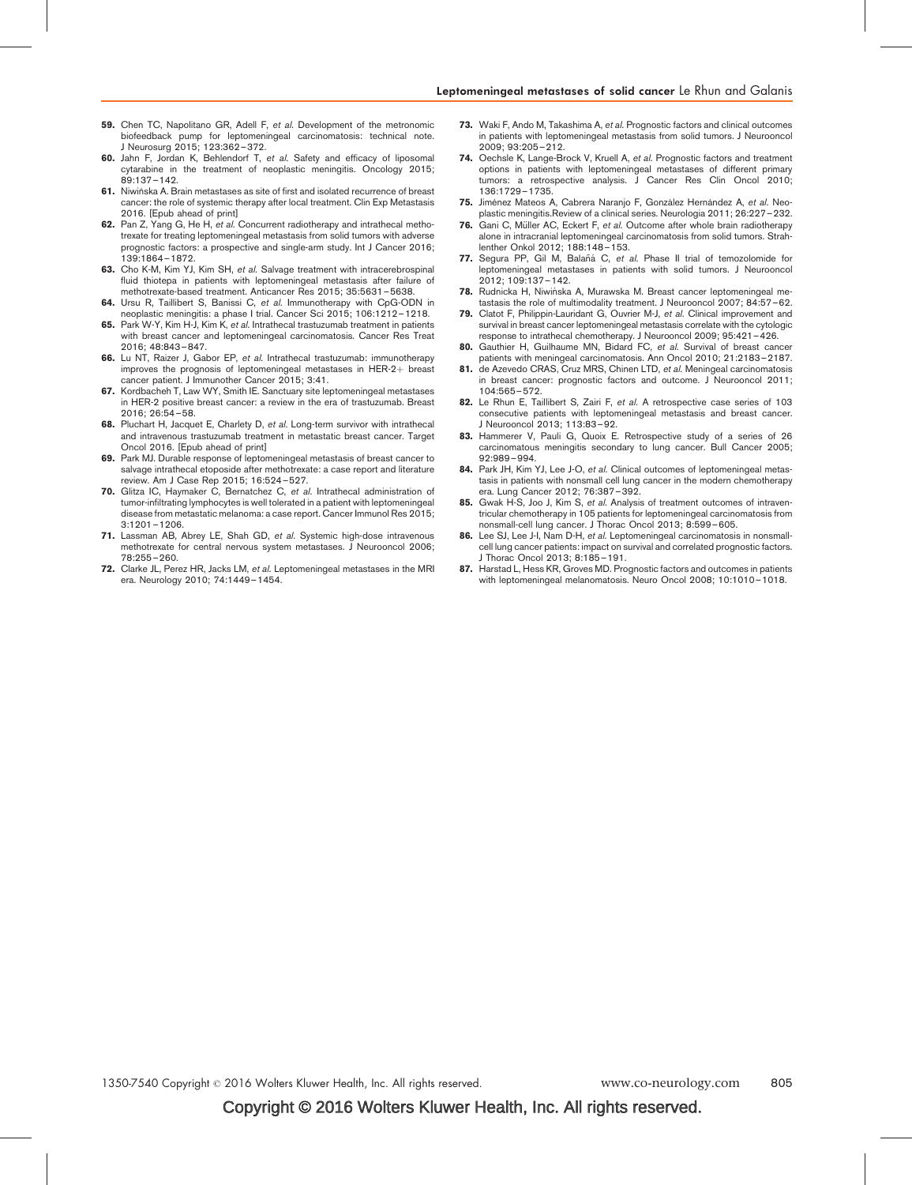59. Chen TC, Napolitano GR, Adell F, *et al.* Development of the metronomic biofeedback pump for leptomeningeal carcinomatosis: technical note. J Neurosurg 2015; 123:362–372.
60. Jahn F, Jordan K, Behlendorf T, *et al.* Safety and efficacy of liposomal cytarabine in the treatment of neoplastic meningitis. Oncology 2015; 89:137–142.
61. Niwińska A. Brain metastases as site of first and isolated recurrence of breast cancer: the role of systemic therapy after local treatment. Clin Exp Metastasis 2016. [Epub ahead of print]
62. Pan Z, Yang G, He H, *et al.* Concurrent radiotherapy and intrathecal methotrexate for treating leptomeningeal metastasis from solid tumors with adverse prognostic factors: a prospective and single-arm study. Int J Cancer 2016; 139:1864–1872.
63. Cho K-M, Kim YJ, Kim SH, *et al.* Salvage treatment with intracerebrospinal fluid thiotepa in patients with leptomeningeal metastasis after failure of methotrexate-based treatment. Anticancer Res 2015; 35:5631–5638.
64. Ursu R, Taillibert S, Banissi C, *et al.* Immunotherapy with CpG-ODN in neoplastic meningitis: a phase I trial. Cancer Sci 2015; 106:1212–1218.
65. Park W-Y, Kim H-J, Kim K, *et al.* Intrathecal trastuzumab treatment in patients with breast cancer and leptomeningeal carcinomatosis. Cancer Res Treat 2016; 48:843–847.
66. Lu NT, Raizer J, Gabor EP, *et al.* Intrathecal trastuzumab: immunotherapy improves the prognosis of leptomeningeal metastases in HER-2+ breast cancer patient. J Immunother Cancer 2015; 3:41.
67. Kordbacheh T, Law WY, Smith IE. Sanctuary site leptomeningeal metastases in HER-2 positive breast cancer: a review in the era of trastuzumab. Breast 2016; 26:54–58.
68. Pluchart H, Jacquet E, Charlety D, *et al.* Long-term survivor with intrathecal and intravenous trastuzumab treatment in metastatic breast cancer. Target Oncol 2016. [Epub ahead of print]
69. Park MJ. Durable response of leptomeningeal metastasis of breast cancer to salvage intrathecal etoposide after methotrexate: a case report and literature review. Am J Case Rep 2015; 16:524–527.
70. Glitza IC, Haymaker C, Bernatchez C, *et al.* Intrathecal administration of tumor-infiltrating lymphocytes is well tolerated in a patient with leptomeningeal disease from metastatic melanoma: a case report. Cancer Immunol Res 2015; 3:1201–1206.
71. Lassman AB, Abrey LE, Shah GD, *et al.* Systemic high-dose intravenous methotrexate for central nervous system metastases. J Neurooncol 2006; 78:255–260.
72. Clarke JL, Perez HR, Jacks LM, *et al.* Leptomeningeal metastases in the MRI era. Neurology 2010; 74:1449–1454.
73. Waki F, Ando M, Takashima A, *et al.* Prognostic factors and clinical outcomes in patients with leptomeningeal metastasis from solid tumors. J Neurooncol 2009; 93:205–212.
74. Oechsle K, Lange-Brock V, Kruell A, *et al.* Prognostic factors and treatment options in patients with leptomeningeal metastases of different primary tumors: a retrospective analysis. J Cancer Res Clin Oncol 2010; 136:1729–1735.
75. Jiménez Mateos A, Cabrera Naranjo F, González Hernández A, *et al.* Neoplastic meningitis.Review of a clinical series. Neurologia 2011; 26:227–232.
76. Gani C, Müller AC, Eckert F, *et al.* Outcome after whole brain radiotherapy alone in intracranial leptomeningeal carcinomatosis from solid tumors. Strahlenther Onkol 2012; 188:148–153.
77. Segura PP, Gil M, Balañá C, *et al.* Phase II trial of temozolomide for leptomeningeal metastases in patients with solid tumors. J Neurooncol 2012; 109:137–142.
78. Rudnicka H, Niwińska A, Murawska M. Breast cancer leptomeningeal metastasis the role of multimodality treatment. J Neurooncol 2007; 84:57–62.
79. Clatot F, Philippin-Lauridant G, Ouvrier M-J, *et al.* Clinical improvement and survival in breast cancer leptomeningeal metastasis correlate with the cytologic response to intrathecal chemotherapy. J Neurooncol 2009; 95:421–426.
80. Gauthier H, Guilhaume MN, Bidard FC, *et al.* Survival of breast cancer patients with meningeal carcinomatosis. Ann Oncol 2010; 21:2183–2187.
81. de Azevedo CRAS, Cruz MRS, Chinen LTD, *et al.* Meningeal carcinomatosis in breast cancer: prognostic factors and outcome. J Neurooncol 2011; 104:565–572.
82. Le Rhun E, Taillibert S, Zairi F, *et al.* A retrospective case series of 103 consecutive patients with leptomeningeal metastasis and breast cancer. J Neurooncol 2013; 113:83–92.
83. Hammerer V, Pauli G, Quoix E. Retrospective study of a series of 26 carcinomatous meningitis secondary to lung cancer. Bull Cancer 2005; 92:989–994.
84. Park JH, Kim YJ, Lee J-O, *et al.* Clinical outcomes of leptomeningeal metastasis in patients with nonsmall cell lung cancer in the modern chemotherapy era. Lung Cancer 2012; 76:387–392.
85. Gwak H-S, Joo J, Kim S, *et al.* Analysis of treatment outcomes of intraventricular chemotherapy in 105 patients for leptomeningeal carcinomatosis from nonsmall-cell lung cancer. J Thorac Oncol 2013; 8:599–605.
86. Lee SJ, Lee J-I, Nam D-H, *et al.* Leptomeningeal carcinomatosis in nonsmall-cell lung cancer patients: impact on survival and correlated prognostic factors. J Thorac Oncol 2013; 8:185–191.
87. Harstad L, Hess KR, Groves MD. Prognostic factors and outcomes in patients with leptomeningeal melanomatosis. Neuro Oncol 2008; 10:1010–1018.